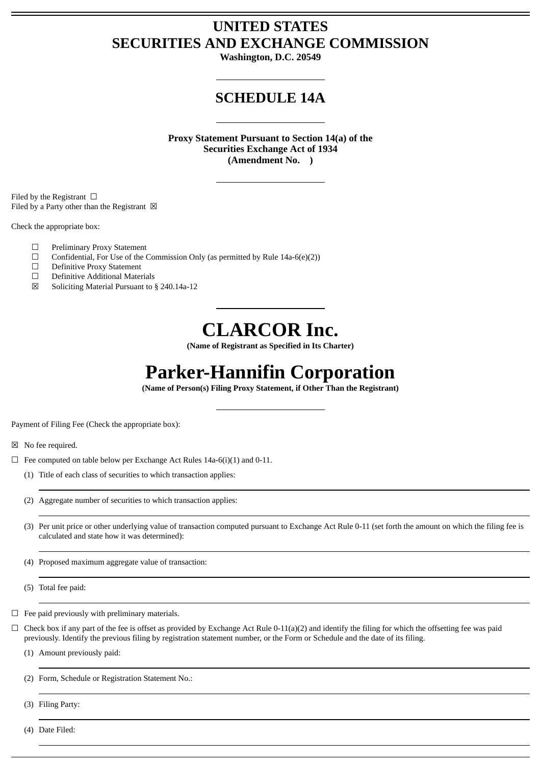# UNITED STATES
# SECURITIES AND EXCHANGE COMMISSION

**Washington, D.C. 20549**

## SCHEDULE 14A

**Proxy Statement Pursuant to Section 14(a) of the Securities Exchange Act of 1934 (Amendment No. )**

Filed by the Registrant ☐
Filed by a Party other than the Registrant ☒

Check the appropriate box:

☐ Preliminary Proxy Statement
☐ Confidential, For Use of the Commission Only (as permitted by Rule 14a-6(e)(2))
☐ Definitive Proxy Statement
☐ Definitive Additional Materials
☒ Soliciting Material Pursuant to § 240.14a-12

# CLARCOR Inc.

**(Name of Registrant as Specified in Its Charter)**

# Parker-Hannifin Corporation

**(Name of Person(s) Filing Proxy Statement, if Other Than the Registrant)**

Payment of Filing Fee (Check the appropriate box):

☒ No fee required.

☐ Fee computed on table below per Exchange Act Rules 14a-6(i)(1) and 0-11.

(1) Title of each class of securities to which transaction applies:

(2) Aggregate number of securities to which transaction applies:

(3) Per unit price or other underlying value of transaction computed pursuant to Exchange Act Rule 0-11 (set forth the amount on which the filing fee is calculated and state how it was determined):

(4) Proposed maximum aggregate value of transaction:

(5) Total fee paid:

☐ Fee paid previously with preliminary materials.

☐ Check box if any part of the fee is offset as provided by Exchange Act Rule 0-11(a)(2) and identify the filing for which the offsetting fee was paid previously. Identify the previous filing by registration statement number, or the Form or Schedule and the date of its filing.

(1) Amount previously paid:

(2) Form, Schedule or Registration Statement No.:

(3) Filing Party:

(4) Date Filed: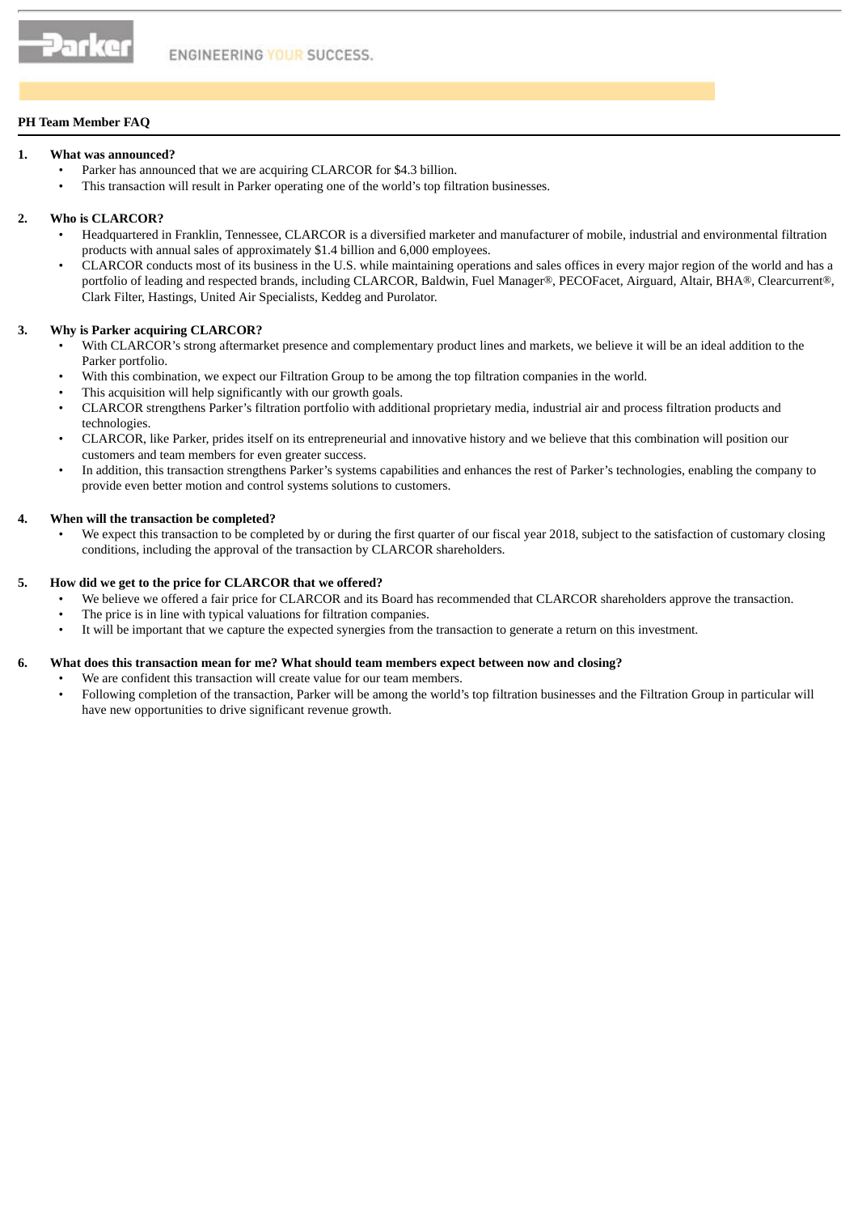**PH Team Member FAQ**

1. **What was announced?**
   - Parker has announced that we are acquiring CLARCOR for $4.3 billion.
   - This transaction will result in Parker operating one of the world's top filtration businesses.

2. **Who is CLARCOR?**
   - Headquartered in Franklin, Tennessee, CLARCOR is a diversified marketer and manufacturer of mobile, industrial and environmental filtration products with annual sales of approximately $1.4 billion and 6,000 employees.
   - CLARCOR conducts most of its business in the U.S. while maintaining operations and sales offices in every major region of the world and has a portfolio of leading and respected brands, including CLARCOR, Baldwin, Fuel Manager®, PECOFacet, Airguard, Altair, BHA®, Clearcurrent®, Clark Filter, Hastings, United Air Specialists, Keddeg and Purolator.

3. **Why is Parker acquiring CLARCOR?**
   - With CLARCOR's strong aftermarket presence and complementary product lines and markets, we believe it will be an ideal addition to the Parker portfolio.
   - With this combination, we expect our Filtration Group to be among the top filtration companies in the world.
   - This acquisition will help significantly with our growth goals.
   - CLARCOR strengthens Parker's filtration portfolio with additional proprietary media, industrial air and process filtration products and technologies.
   - CLARCOR, like Parker, prides itself on its entrepreneurial and innovative history and we believe that this combination will position our customers and team members for even greater success.
   - In addition, this transaction strengthens Parker's systems capabilities and enhances the rest of Parker's technologies, enabling the company to provide even better motion and control systems solutions to customers.

4. **When will the transaction be completed?**
   - We expect this transaction to be completed by or during the first quarter of our fiscal year 2018, subject to the satisfaction of customary closing conditions, including the approval of the transaction by CLARCOR shareholders.

5. **How did we get to the price for CLARCOR that we offered?**
   - We believe we offered a fair price for CLARCOR and its Board has recommended that CLARCOR shareholders approve the transaction.
   - The price is in line with typical valuations for filtration companies.
   - It will be important that we capture the expected synergies from the transaction to generate a return on this investment.

6. **What does this transaction mean for me? What should team members expect between now and closing?**
   - We are confident this transaction will create value for our team members.
   - Following completion of the transaction, Parker will be among the world's top filtration businesses and the Filtration Group in particular will have new opportunities to drive significant revenue growth.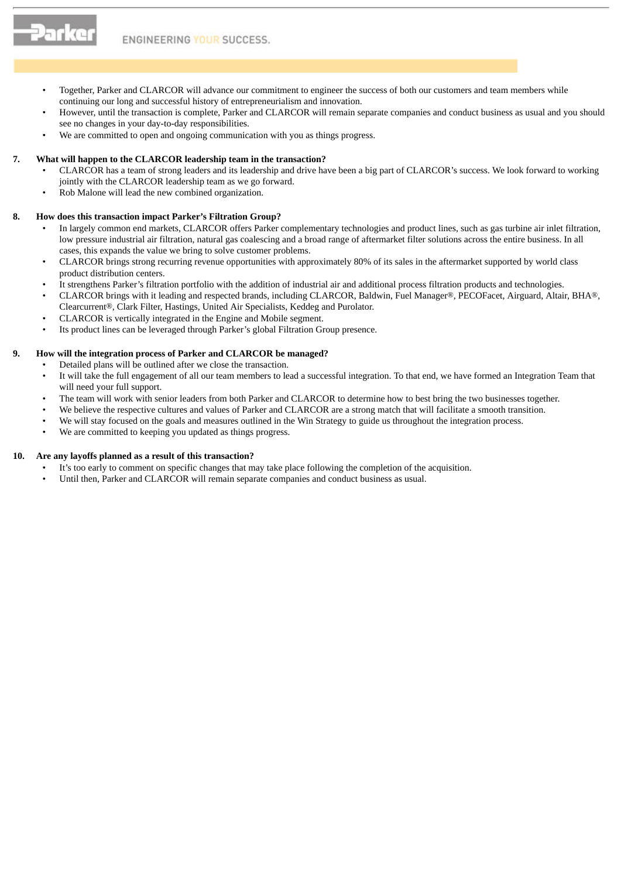- Together, Parker and CLARCOR will advance our commitment to engineer the success of both our customers and team members while continuing our long and successful history of entrepreneurialism and innovation.
- However, until the transaction is complete, Parker and CLARCOR will remain separate companies and conduct business as usual and you should see no changes in your day-to-day responsibilities.
- We are committed to open and ongoing communication with you as things progress.

**7. What will happen to the CLARCOR leadership team in the transaction?**

- CLARCOR has a team of strong leaders and its leadership and drive have been a big part of CLARCOR's success. We look forward to working jointly with the CLARCOR leadership team as we go forward.
- Rob Malone will lead the new combined organization.

**8. How does this transaction impact Parker's Filtration Group?**

- In largely common end markets, CLARCOR offers Parker complementary technologies and product lines, such as gas turbine air inlet filtration, low pressure industrial air filtration, natural gas coalescing and a broad range of aftermarket filter solutions across the entire business. In all cases, this expands the value we bring to solve customer problems.
- CLARCOR brings strong recurring revenue opportunities with approximately 80% of its sales in the aftermarket supported by world class product distribution centers.
- It strengthens Parker's filtration portfolio with the addition of industrial air and additional process filtration products and technologies.
- CLARCOR brings with it leading and respected brands, including CLARCOR, Baldwin, Fuel Manager®, PECOFacet, Airguard, Altair, BHA®, Clearcurrent®, Clark Filter, Hastings, United Air Specialists, Keddeg and Purolator.
- CLARCOR is vertically integrated in the Engine and Mobile segment.
- Its product lines can be leveraged through Parker's global Filtration Group presence.

**9. How will the integration process of Parker and CLARCOR be managed?**

- Detailed plans will be outlined after we close the transaction.
- It will take the full engagement of all our team members to lead a successful integration. To that end, we have formed an Integration Team that will need your full support.
- The team will work with senior leaders from both Parker and CLARCOR to determine how to best bring the two businesses together.
- We believe the respective cultures and values of Parker and CLARCOR are a strong match that will facilitate a smooth transition.
- We will stay focused on the goals and measures outlined in the Win Strategy to guide us throughout the integration process.
- We are committed to keeping you updated as things progress.

**10. Are any layoffs planned as a result of this transaction?**

- It's too early to comment on specific changes that may take place following the completion of the acquisition.
- Until then, Parker and CLARCOR will remain separate companies and conduct business as usual.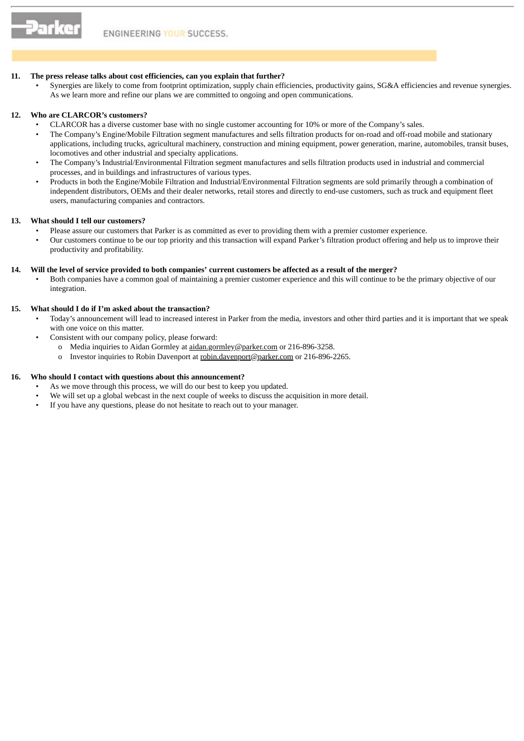**11. The press release talks about cost efficiencies, can you explain that further?**

- Synergies are likely to come from footprint optimization, supply chain efficiencies, productivity gains, SG&A efficiencies and revenue synergies. As we learn more and refine our plans we are committed to ongoing and open communications.

**12. Who are CLARCOR's customers?**

- CLARCOR has a diverse customer base with no single customer accounting for 10% or more of the Company's sales.
- The Company's Engine/Mobile Filtration segment manufactures and sells filtration products for on-road and off-road mobile and stationary applications, including trucks, agricultural machinery, construction and mining equipment, power generation, marine, automobiles, transit buses, locomotives and other industrial and specialty applications.
- The Company's Industrial/Environmental Filtration segment manufactures and sells filtration products used in industrial and commercial processes, and in buildings and infrastructures of various types.
- Products in both the Engine/Mobile Filtration and Industrial/Environmental Filtration segments are sold primarily through a combination of independent distributors, OEMs and their dealer networks, retail stores and directly to end-use customers, such as truck and equipment fleet users, manufacturing companies and contractors.

**13. What should I tell our customers?**

- Please assure our customers that Parker is as committed as ever to providing them with a premier customer experience.
- Our customers continue to be our top priority and this transaction will expand Parker's filtration product offering and help us to improve their productivity and profitability.

**14. Will the level of service provided to both companies' current customers be affected as a result of the merger?**

- Both companies have a common goal of maintaining a premier customer experience and this will continue to be the primary objective of our integration.

**15. What should I do if I'm asked about the transaction?**

- Today's announcement will lead to increased interest in Parker from the media, investors and other third parties and it is important that we speak with one voice on this matter.
- Consistent with our company policy, please forward:
  - Media inquiries to Aidan Gormley at aidan.gormley@parker.com or 216-896-3258.
  - Investor inquiries to Robin Davenport at robin.davenport@parker.com or 216-896-2265.

**16. Who should I contact with questions about this announcement?**

- As we move through this process, we will do our best to keep you updated.
- We will set up a global webcast in the next couple of weeks to discuss the acquisition in more detail.
- If you have any questions, please do not hesitate to reach out to your manager.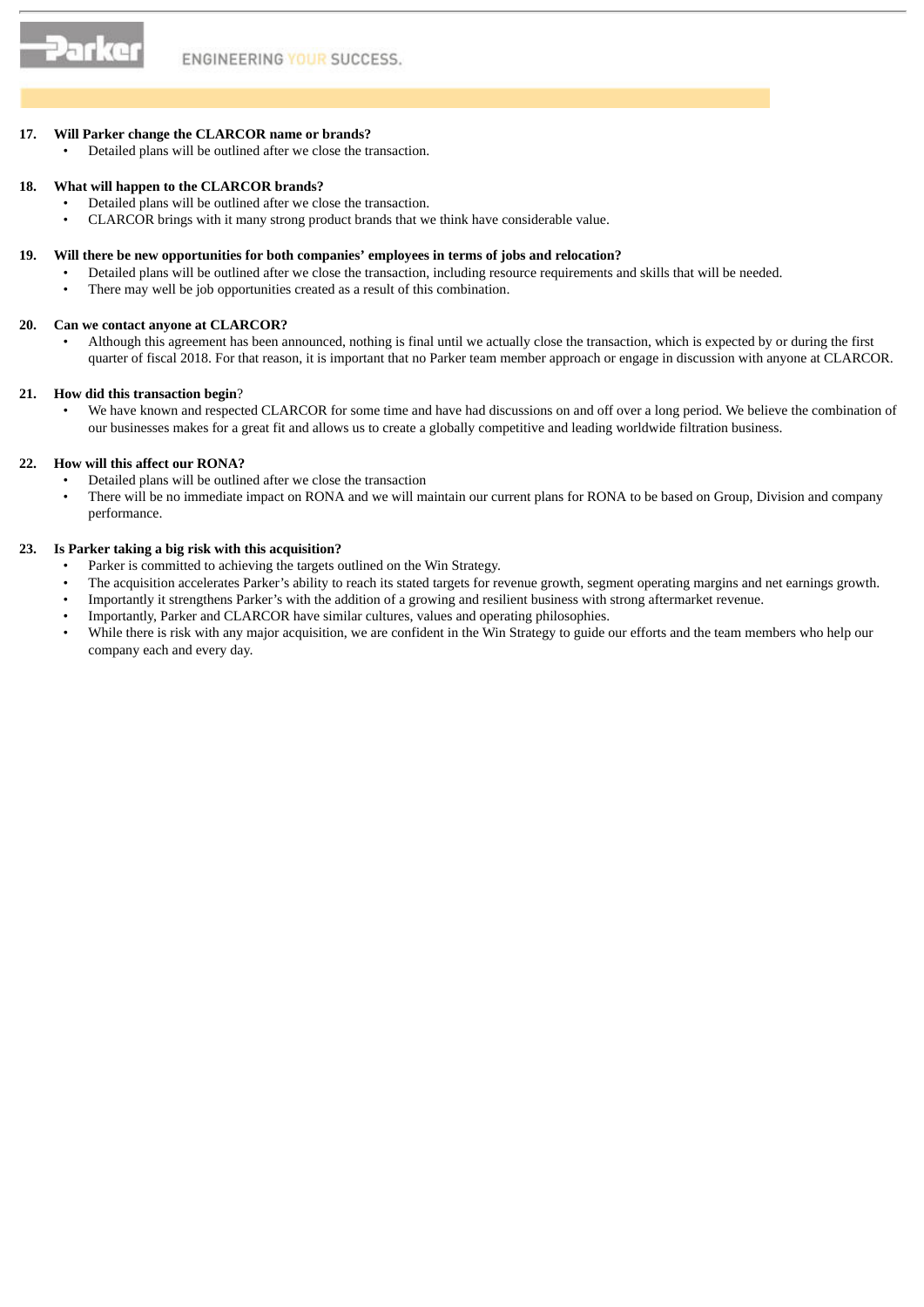**17. Will Parker change the CLARCOR name or brands?**

- Detailed plans will be outlined after we close the transaction.

**18. What will happen to the CLARCOR brands?**

- Detailed plans will be outlined after we close the transaction.
- CLARCOR brings with it many strong product brands that we think have considerable value.

**19. Will there be new opportunities for both companies' employees in terms of jobs and relocation?**

- Detailed plans will be outlined after we close the transaction, including resource requirements and skills that will be needed.
- There may well be job opportunities created as a result of this combination.

**20. Can we contact anyone at CLARCOR?**

- Although this agreement has been announced, nothing is final until we actually close the transaction, which is expected by or during the first quarter of fiscal 2018. For that reason, it is important that no Parker team member approach or engage in discussion with anyone at CLARCOR.

**21. How did this transaction begin**?

- We have known and respected CLARCOR for some time and have had discussions on and off over a long period. We believe the combination of our businesses makes for a great fit and allows us to create a globally competitive and leading worldwide filtration business.

**22. How will this affect our RONA?**

- Detailed plans will be outlined after we close the transaction
- There will be no immediate impact on RONA and we will maintain our current plans for RONA to be based on Group, Division and company performance.

**23. Is Parker taking a big risk with this acquisition?**

- Parker is committed to achieving the targets outlined on the Win Strategy.
- The acquisition accelerates Parker's ability to reach its stated targets for revenue growth, segment operating margins and net earnings growth.
- Importantly it strengthens Parker's with the addition of a growing and resilient business with strong aftermarket revenue.
- Importantly, Parker and CLARCOR have similar cultures, values and operating philosophies.
- While there is risk with any major acquisition, we are confident in the Win Strategy to guide our efforts and the team members who help our company each and every day.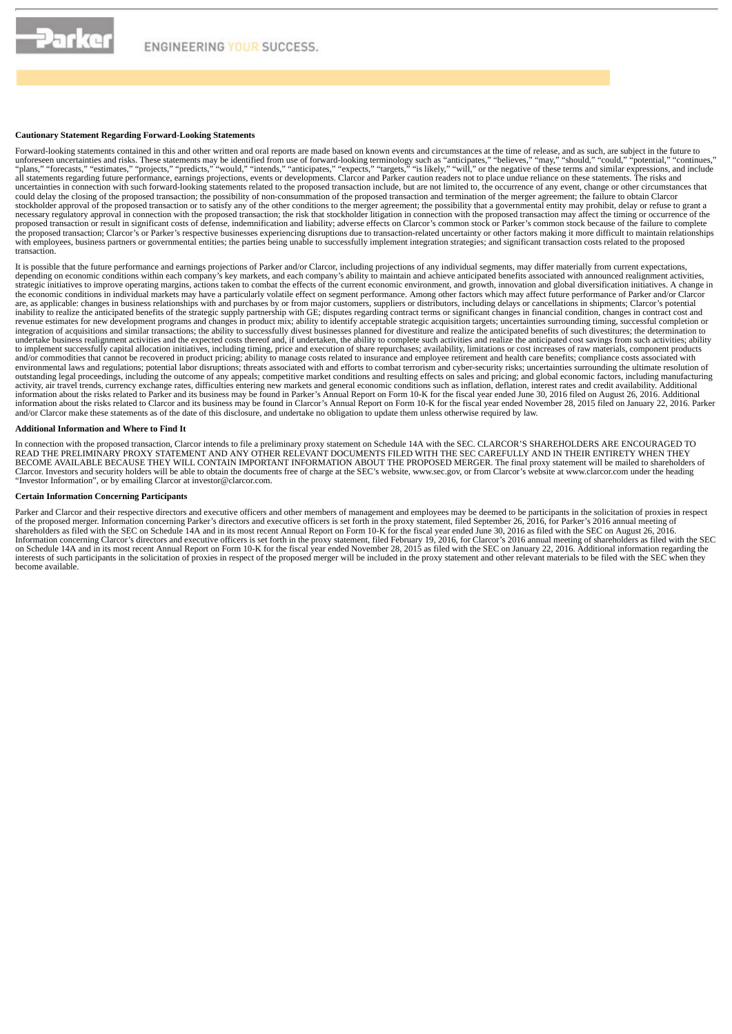Parker ENGINEERING YOUR SUCCESS.

**Cautionary Statement Regarding Forward-Looking Statements**

Forward-looking statements contained in this and other written and oral reports are made based on known events and circumstances at the time of release, and as such, are subject in the future to unforeseen uncertainties and risks. These statements may be identified from use of forward-looking terminology such as "anticipates," "believes," "may," "should," "could," "potential," "continues," "plans," "forecasts," "estimates," "projects," "predicts," "would," "intends," "anticipates," "expects," "targets," "is likely," "will," or the negative of these terms and similar expressions, and include all statements regarding future performance, earnings projections, events or developments. Clarcor and Parker caution readers not to place undue reliance on these statements. The risks and uncertainties in connection with such forward-looking statements related to the proposed transaction include, but are not limited to, the occurrence of any event, change or other circumstances that could delay the closing of the proposed transaction; the possibility of non-consummation of the proposed transaction and termination of the merger agreement; the failure to obtain Clarcor stockholder approval of the proposed transaction or to satisfy any of the other conditions to the merger agreement; the possibility that a governmental entity may prohibit, delay or refuse to grant a necessary regulatory approval in connection with the proposed transaction; the risk that stockholder litigation in connection with the proposed transaction may affect the timing or occurrence of the proposed transaction or result in significant costs of defense, indemnification and liability; adverse effects on Clarcor's common stock or Parker's common stock because of the failure to complete the proposed transaction; Clarcor's or Parker's respective businesses experiencing disruptions due to transaction-related uncertainty or other factors making it more difficult to maintain relationships with employees, business partners or governmental entities; the parties being unable to successfully implement integration strategies; and significant transaction costs related to the proposed transaction.

It is possible that the future performance and earnings projections of Parker and/or Clarcor, including projections of any individual segments, may differ materially from current expectations, depending on economic conditions within each company's key markets, and each company's ability to maintain and achieve anticipated benefits associated with announced realignment activities, strategic initiatives to improve operating margins, actions taken to combat the effects of the current economic environment, and growth, innovation and global diversification initiatives. A change in the economic conditions in individual markets may have a particularly volatile effect on segment performance. Among other factors which may affect future performance of Parker and/or Clarcor are, as applicable: changes in business relationships with and purchases by or from major customers, suppliers or distributors, including delays or cancellations in shipments; Clarcor's potential inability to realize the anticipated benefits of the strategic supply partnership with GE; disputes regarding contract terms or significant changes in financial condition, changes in contract cost and revenue estimates for new development programs and changes in product mix; ability to identify acceptable strategic acquisition targets; uncertainties surrounding timing, successful completion or integration of acquisitions and similar transactions; the ability to successfully divest businesses planned for divestiture and realize the anticipated benefits of such divestitures; the determination to undertake business realignment activities and the expected costs thereof and, if undertaken, the ability to complete such activities and realize the anticipated cost savings from such activities; ability to implement successfully capital allocation initiatives, including timing, price and execution of share repurchases; availability, limitations or cost increases of raw materials, component products and/or commodities that cannot be recovered in product pricing; ability to manage costs related to insurance and employee retirement and health care benefits; compliance costs associated with environmental laws and regulations; potential labor disruptions; threats associated with and efforts to combat terrorism and cyber-security risks; uncertainties surrounding the ultimate resolution of outstanding legal proceedings, including the outcome of any appeals; competitive market conditions and resulting effects on sales and pricing; and global economic factors, including manufacturing activity, air travel trends, currency exchange rates, difficulties entering new markets and general economic conditions such as inflation, deflation, interest rates and credit availability. Additional information about the risks related to Parker and its business may be found in Parker's Annual Report on Form 10-K for the fiscal year ended June 30, 2016 filed on August 26, 2016. Additional information about the risks related to Clarcor and its business may be found in Clarcor's Annual Report on Form 10-K for the fiscal year ended November 28, 2015 filed on January 22, 2016. Parker and/or Clarcor make these statements as of the date of this disclosure, and undertake no obligation to update them unless otherwise required by law.

**Additional Information and Where to Find It**

In connection with the proposed transaction, Clarcor intends to file a preliminary proxy statement on Schedule 14A with the SEC. CLARCOR'S SHAREHOLDERS ARE ENCOURAGED TO READ THE PRELIMINARY PROXY STATEMENT AND ANY OTHER RELEVANT DOCUMENTS FILED WITH THE SEC CAREFULLY AND IN THEIR ENTIRETY WHEN THEY BECOME AVAILABLE BECAUSE THEY WILL CONTAIN IMPORTANT INFORMATION ABOUT THE PROPOSED MERGER. The final proxy statement will be mailed to shareholders of Clarcor. Investors and security holders will be able to obtain the documents free of charge at the SEC's website, www.sec.gov, or from Clarcor's website at www.clarcor.com under the heading "Investor Information", or by emailing Clarcor at investor@clarcor.com.

**Certain Information Concerning Participants**

Parker and Clarcor and their respective directors and executive officers and other members of management and employees may be deemed to be participants in the solicitation of proxies in respect of the proposed merger. Information concerning Parker's directors and executive officers is set forth in the proxy statement, filed September 26, 2016, for Parker's 2016 annual meeting of shareholders as filed with the SEC on Schedule 14A and in its most recent Annual Report on Form 10-K for the fiscal year ended June 30, 2016 as filed with the SEC on August 26, 2016. Information concerning Clarcor's directors and executive officers is set forth in the proxy statement, filed February 19, 2016, for Clarcor's 2016 annual meeting of shareholders as filed with the SEC on Schedule 14A and in its most recent Annual Report on Form 10-K for the fiscal year ended November 28, 2015 as filed with the SEC on January 22, 2016. Additional information regarding the interests of such participants in the solicitation of proxies in respect of the proposed merger will be included in the proxy statement and other relevant materials to be filed with the SEC when they become available.